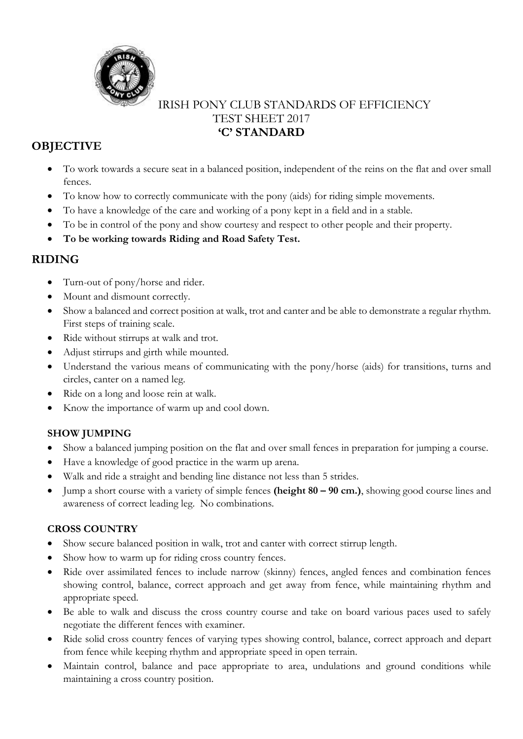IRISH PONY CLUB STANDARDS OF EFFICIENCY
TEST SHEET 2017
**'C' STANDARD**

## OBJECTIVE

- To work towards a secure seat in a balanced position, independent of the reins on the flat and over small fences.
- To know how to correctly communicate with the pony (aids) for riding simple movements.
- To have a knowledge of the care and working of a pony kept in a field and in a stable.
- To be in control of the pony and show courtesy and respect to other people and their property.
- **To be working towards Riding and Road Safety Test.**

## RIDING

- Turn-out of pony/horse and rider.
- Mount and dismount correctly.
- Show a balanced and correct position at walk, trot and canter and be able to demonstrate a regular rhythm. First steps of training scale.
- Ride without stirrups at walk and trot.
- Adjust stirrups and girth while mounted.
- Understand the various means of communicating with the pony/horse (aids) for transitions, turns and circles, canter on a named leg.
- Ride on a long and loose rein at walk.
- Know the importance of warm up and cool down.

### SHOW JUMPING

- Show a balanced jumping position on the flat and over small fences in preparation for jumping a course.
- Have a knowledge of good practice in the warm up arena.
- Walk and ride a straight and bending line distance not less than 5 strides.
- Jump a short course with a variety of simple fences **(height 80 – 90 cm.)**, showing good course lines and awareness of correct leading leg. No combinations.

### CROSS COUNTRY

- Show secure balanced position in walk, trot and canter with correct stirrup length.
- Show how to warm up for riding cross country fences.
- Ride over assimilated fences to include narrow (skinny) fences, angled fences and combination fences showing control, balance, correct approach and get away from fence, while maintaining rhythm and appropriate speed.
- Be able to walk and discuss the cross country course and take on board various paces used to safely negotiate the different fences with examiner.
- Ride solid cross country fences of varying types showing control, balance, correct approach and depart from fence while keeping rhythm and appropriate speed in open terrain.
- Maintain control, balance and pace appropriate to area, undulations and ground conditions while maintaining a cross country position.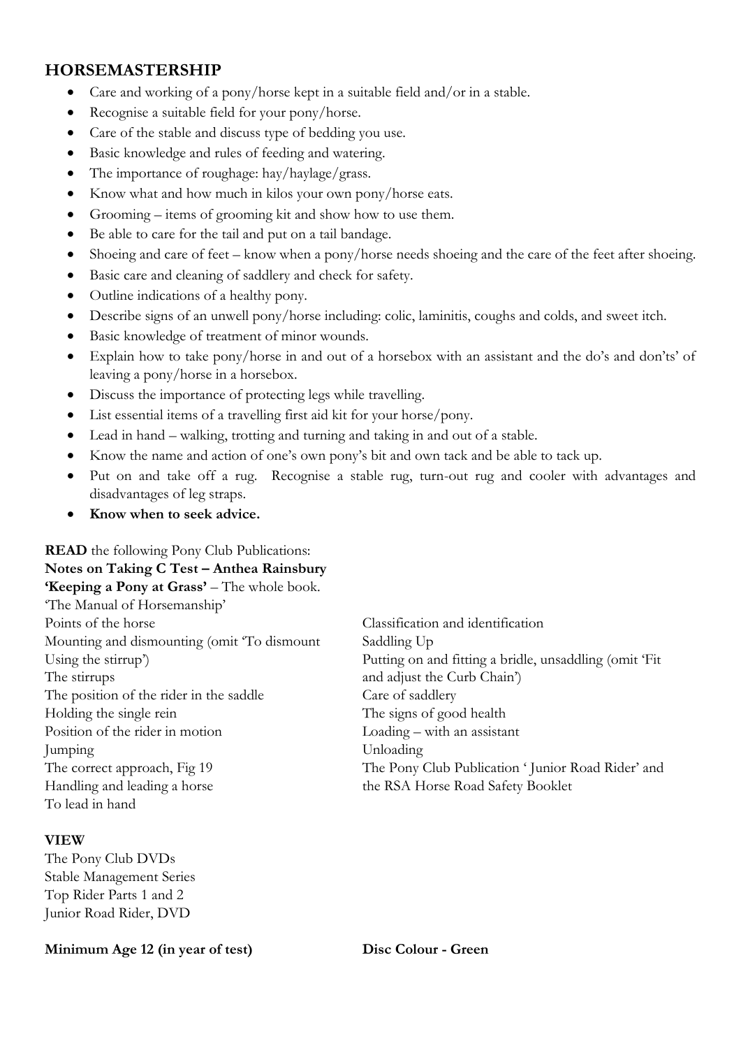## HORSEMASTERSHIP

- Care and working of a pony/horse kept in a suitable field and/or in a stable.
- Recognise a suitable field for your pony/horse.
- Care of the stable and discuss type of bedding you use.
- Basic knowledge and rules of feeding and watering.
- The importance of roughage: hay/haylage/grass.
- Know what and how much in kilos your own pony/horse eats.
- Grooming – items of grooming kit and show how to use them.
- Be able to care for the tail and put on a tail bandage.
- Shoeing and care of feet – know when a pony/horse needs shoeing and the care of the feet after shoeing.
- Basic care and cleaning of saddlery and check for safety.
- Outline indications of a healthy pony.
- Describe signs of an unwell pony/horse including: colic, laminitis, coughs and colds, and sweet itch.
- Basic knowledge of treatment of minor wounds.
- Explain how to take pony/horse in and out of a horsebox with an assistant and the do's and don'ts' of leaving a pony/horse in a horsebox.
- Discuss the importance of protecting legs while travelling.
- List essential items of a travelling first aid kit for your horse/pony.
- Lead in hand – walking, trotting and turning and taking in and out of a stable.
- Know the name and action of one's own pony's bit and own tack and be able to tack up.
- Put on and take off a rug. Recognise a stable rug, turn-out rug and cooler with advantages and disadvantages of leg straps.
- **Know when to seek advice.**

**READ** the following Pony Club Publications:
**Notes on Taking C Test – Anthea Rainsbury**
**'Keeping a Pony at Grass'** – The whole book.
'The Manual of Horsemanship'
Points of the horse
Mounting and dismounting (omit 'To dismount Using the stirrup')
The stirrups
The position of the rider in the saddle
Holding the single rein
Position of the rider in motion
Jumping
The correct approach, Fig 19
Handling and leading a horse
To lead in hand
Classification and identification
Saddling Up
Putting on and fitting a bridle, unsaddling (omit 'Fit and adjust the Curb Chain')
Care of saddlery
The signs of good health
Loading – with an assistant
Unloading
The Pony Club Publication ' Junior Road Rider' and the RSA Horse Road Safety Booklet

**VIEW**
The Pony Club DVDs
Stable Management Series
Top Rider Parts 1 and 2
Junior Road Rider, DVD

**Minimum Age 12 (in year of test)**

**Disc Colour - Green**